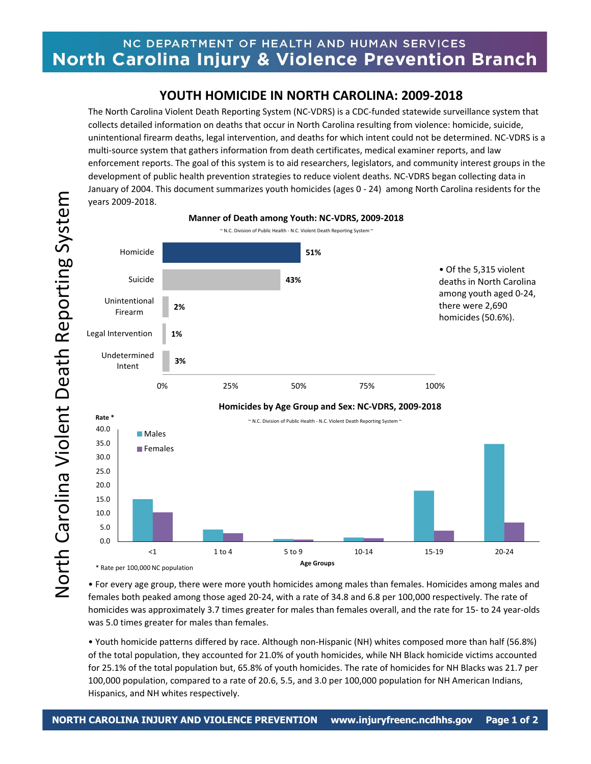# YOUTH HOMICIDE IN NORTH CAROLINA: 2009-2018

The North Carolina Violent Death Reporting System (NC-VDRS) is a CDC-funded statewide surveillance system that collects detailed information on deaths that occur in North Carolina resulting from violence: homicide, suicide, unintentional firearm deaths, legal intervention, and deaths for which intent could not be determined. NC-VDRS is a multi-source system that gathers information from death certificates, medical examiner reports, and law enforcement reports. The goal of this system is to aid researchers, legislators, and community interest groups in the development of public health prevention strategies to reduce violent deaths. NC-VDRS began collecting data in January of 2004. This document summarizes youth homicides (ages 0 - 24) among North Carolina residents for the years 2009-2018.

**Manner of Death among Youth: NC-VDRS, 2009-2018**

~ N.C. Division of Public Health - N.C. Violent Death Reporting System ~

| Manner of Death | Percent |
|---|---|
| Homicide | 51% |
| Suicide | 43% |
| Unintentional Firearm | 2% |
| Legal Intervention | 1% |
| Undetermined Intent | 3% |

- Of the 5,315 violent deaths in North Carolina among youth aged 0-24, there were 2,690 homicides (50.6%).

**Homicides by Age Group and Sex: NC-VDRS, 2009-2018**

~ N.C. Division of Public Health - N.C. Violent Death Reporting System ~

| Age Groups | Males (Rate *) | Females (Rate *) |
|---|---|---|
| <1 | ~15.0 | ~10.3 |
| 1 to 4 | ~4.2 | ~2.9 |
| 5 to 9 | ~0.8 | ~0.6 |
| 10-14 | ~1.3 | ~1.1 |
| 15-19 | ~18.0 | ~3.8 |
| 20-24 | 34.8 | 6.8 |

\* Rate per 100,000 NC population

- For every age group, there were more youth homicides among males than females. Homicides among males and females both peaked among those aged 20-24, with a rate of 34.8 and 6.8 per 100,000 respectively. The rate of homicides was approximately 3.7 times greater for males than females overall, and the rate for 15- to 24 year-olds was 5.0 times greater for males than females.

- Youth homicide patterns differed by race. Although non-Hispanic (NH) whites composed more than half (56.8%) of the total population, they accounted for 21.0% of youth homicides, while NH Black homicide victims accounted for 25.1% of the total population but, 65.8% of youth homicides. The rate of homicides for NH Blacks was 21.7 per 100,000 population, compared to a rate of 20.6, 5.5, and 3.0 per 100,000 population for NH American Indians, Hispanics, and NH whites respectively.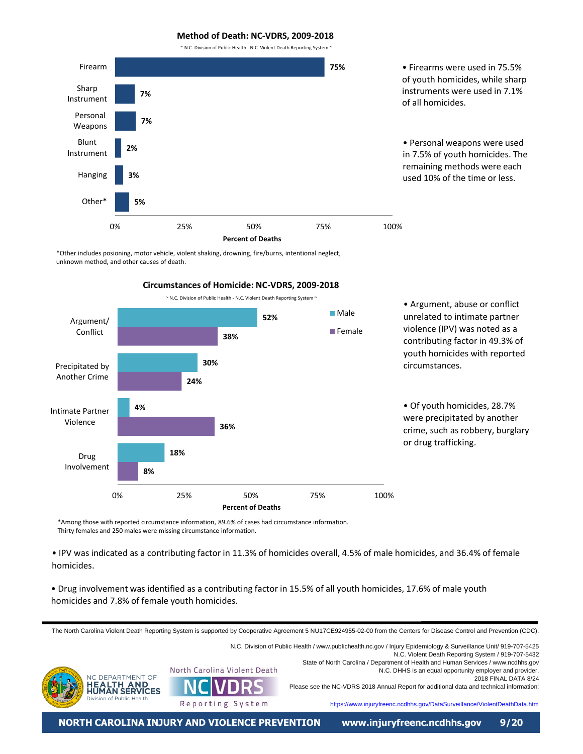## Method of Death: NC-VDRS, 2009-2018

~ N.C. Division of Public Health - N.C. Violent Death Reporting System ~

Firearm 75%
Sharp Instrument 7%
Personal Weapons 7%
Blunt Instrument 2%
Hanging 3%
Other* 5%

0% 25% 50% 75% 100%

Percent of Deaths

- Firearms were used in 75.5% of youth homicides, while sharp instruments were used in 7.1% of all homicides.
- Personal weapons were used in 7.5% of youth homicides. The remaining methods were each used 10% of the time or less.

*Other includes posioning, motor vehicle, violent shaking, drowning, fire/burns, intentional neglect, unknown method, and other causes of death.

## Circumstances of Homicide: NC-VDRS, 2009-2018

~ N.C. Division of Public Health - N.C. Violent Death Reporting System ~

Male
Female

Argument/ Conflict 52% 38%
Precipitated by Another Crime 30% 24%
Intimate Partner Violence 4% 36%
Drug Involvement 18% 8%

0% 25% 50% 75% 100%

Percent of Deaths

- Argument, abuse or conflict unrelated to intimate partner violence (IPV) was noted as a contributing factor in 49.3% of youth homicides with reported circumstances.
- Of youth homicides, 28.7% were precipitated by another crime, such as robbery, burglary or drug trafficking.

*Among those with reported circumstance information, 89.6% of cases had circumstance information. Thirty females and 250 males were missing circumstance information.

- IPV was indicated as a contributing factor in 11.3% of homicides overall, 4.5% of male homicides, and 36.4% of female homicides.
- Drug involvement was identified as a contributing factor in 15.5% of all youth homicides, 17.6% of male youth homicides and 7.8% of female youth homicides.

The North Carolina Violent Death Reporting System is supported by Cooperative Agreement 5 NU17CE924955-02-00 from the Centers for Disease Control and Prevention (CDC).

N.C. Division of Public Health / www.publichealth.nc.gov / Injury Epidemiology & Surveillance Unit/ 919-707-5425
N.C. Violent Death Reporting System / 919-707-5432
State of North Carolina / Department of Health and Human Services / www.ncdhhs.gov
N.C. DHHS is an equal opportunity employer and provider.
2018 FINAL DATA 8/24
Please see the NC-VDRS 2018 Annual Report for additional data and technical information:

https://www.injuryfreenc.ncdhhs.gov/DataSurveillance/ViolentDeathData.htm